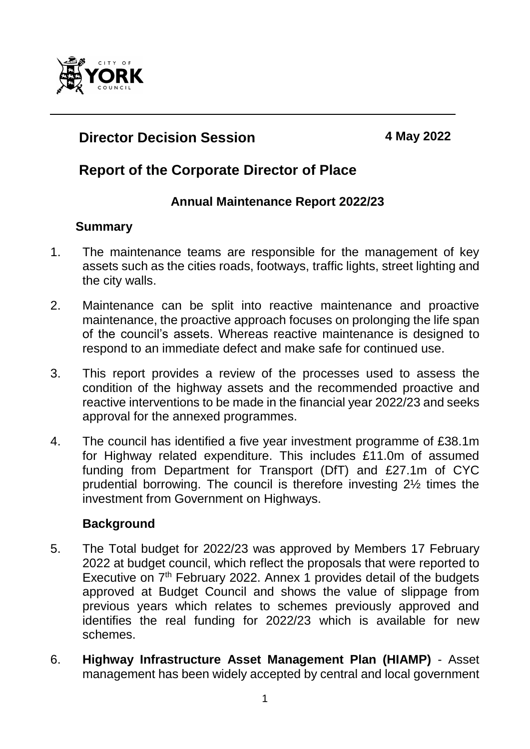## Director Decision Session

**4 May 2022**

## Report of the Corporate Director of Place

### Annual Maintenance Report 2022/23

**Summary**

1. The maintenance teams are responsible for the management of key assets such as the cities roads, footways, traffic lights, street lighting and the city walls.

2. Maintenance can be split into reactive maintenance and proactive maintenance, the proactive approach focuses on prolonging the life span of the council's assets. Whereas reactive maintenance is designed to respond to an immediate defect and make safe for continued use.

3. This report provides a review of the processes used to assess the condition of the highway assets and the recommended proactive and reactive interventions to be made in the financial year 2022/23 and seeks approval for the annexed programmes.

4. The council has identified a five year investment programme of £38.1m for Highway related expenditure. This includes £11.0m of assumed funding from Department for Transport (DfT) and £27.1m of CYC prudential borrowing. The council is therefore investing 2½ times the investment from Government on Highways.

**Background**

5. The Total budget for 2022/23 was approved by Members 17 February 2022 at budget council, which reflect the proposals that were reported to Executive on 7th February 2022. Annex 1 provides detail of the budgets approved at Budget Council and shows the value of slippage from previous years which relates to schemes previously approved and identifies the real funding for 2022/23 which is available for new schemes.

6. **Highway Infrastructure Asset Management Plan (HIAMP)** - Asset management has been widely accepted by central and local government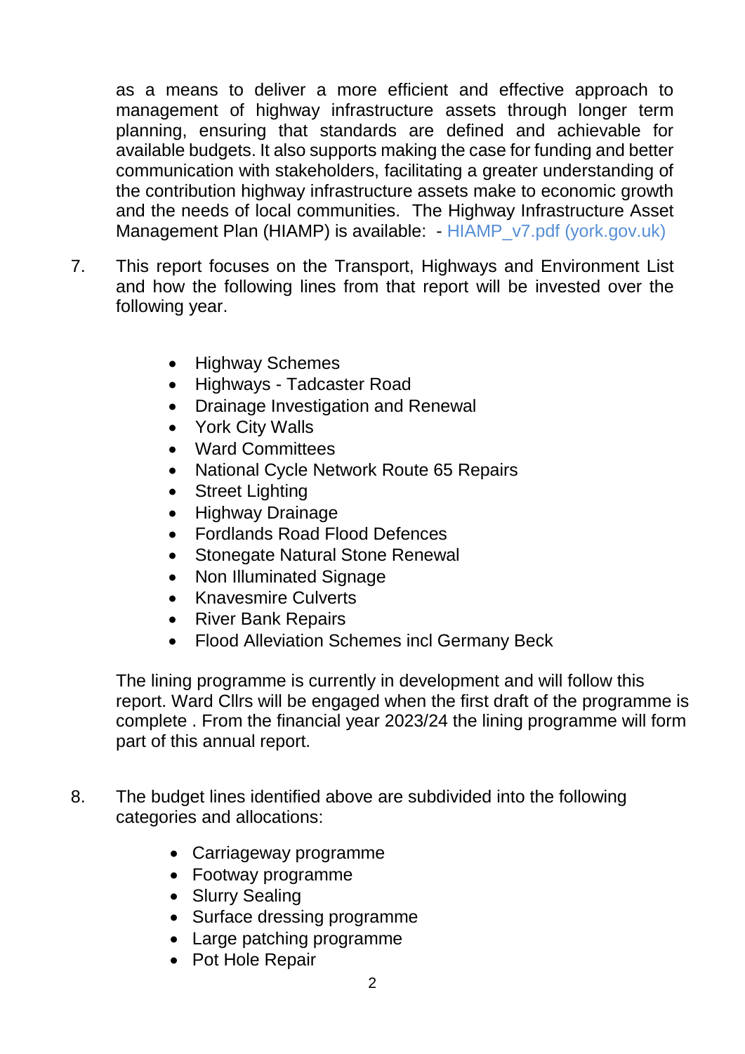as a means to deliver a more efficient and effective approach to management of highway infrastructure assets through longer term planning, ensuring that standards are defined and achievable for available budgets. It also supports making the case for funding and better communication with stakeholders, facilitating a greater understanding of the contribution highway infrastructure assets make to economic growth and the needs of local communities. The Highway Infrastructure Asset Management Plan (HIAMP) is available: - HIAMP_v7.pdf (york.gov.uk)

7. This report focuses on the Transport, Highways and Environment List and how the following lines from that report will be invested over the following year.

   - Highway Schemes
   - Highways - Tadcaster Road
   - Drainage Investigation and Renewal
   - York City Walls
   - Ward Committees
   - National Cycle Network Route 65 Repairs
   - Street Lighting
   - Highway Drainage
   - Fordlands Road Flood Defences
   - Stonegate Natural Stone Renewal
   - Non Illuminated Signage
   - Knavesmire Culverts
   - River Bank Repairs
   - Flood Alleviation Schemes incl Germany Beck

   The lining programme is currently in development and will follow this report. Ward Cllrs will be engaged when the first draft of the programme is complete . From the financial year 2023/24 the lining programme will form part of this annual report.

8. The budget lines identified above are subdivided into the following categories and allocations:

   - Carriageway programme
   - Footway programme
   - Slurry Sealing
   - Surface dressing programme
   - Large patching programme
   - Pot Hole Repair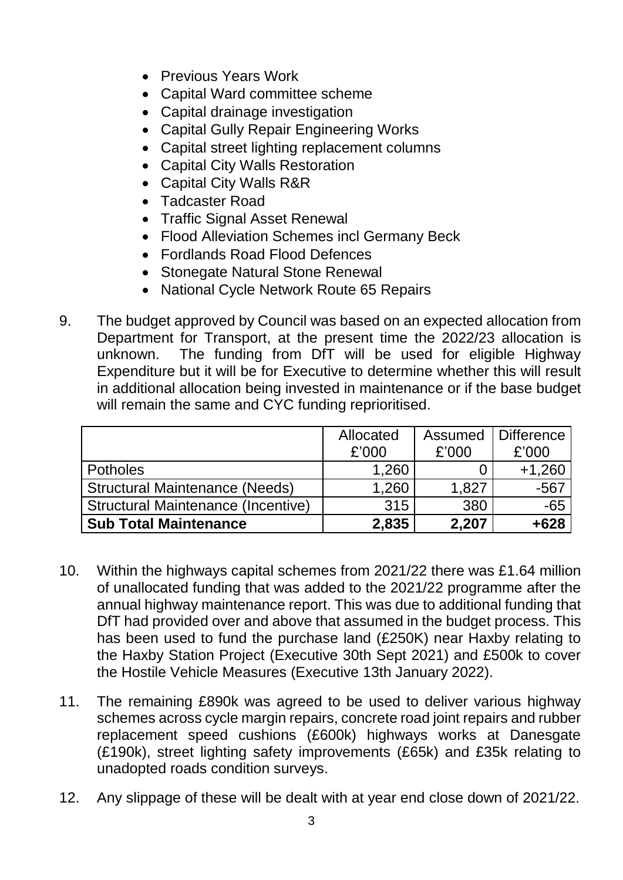- Previous Years Work
- Capital Ward committee scheme
- Capital drainage investigation
- Capital Gully Repair Engineering Works
- Capital street lighting replacement columns
- Capital City Walls Restoration
- Capital City Walls R&R
- Tadcaster Road
- Traffic Signal Asset Renewal
- Flood Alleviation Schemes incl Germany Beck
- Fordlands Road Flood Defences
- Stonegate Natural Stone Renewal
- National Cycle Network Route 65 Repairs

9. The budget approved by Council was based on an expected allocation from Department for Transport, at the present time the 2022/23 allocation is unknown. The funding from DfT will be used for eligible Highway Expenditure but it will be for Executive to determine whether this will result in additional allocation being invested in maintenance or if the base budget will remain the same and CYC funding reprioritised.

| | Allocated £'000 | Assumed £'000 | Difference £'000 |
|---|---|---|---|
| Potholes | 1,260 | 0 | +1,260 |
| Structural Maintenance (Needs) | 1,260 | 1,827 | -567 |
| Structural Maintenance (Incentive) | 315 | 380 | -65 |
| **Sub Total Maintenance** | **2,835** | **2,207** | **+628** |

10. Within the highways capital schemes from 2021/22 there was £1.64 million of unallocated funding that was added to the 2021/22 programme after the annual highway maintenance report. This was due to additional funding that DfT had provided over and above that assumed in the budget process. This has been used to fund the purchase land (£250K) near Haxby relating to the Haxby Station Project (Executive 30th Sept 2021) and £500k to cover the Hostile Vehicle Measures (Executive 13th January 2022).

11. The remaining £890k was agreed to be used to deliver various highway schemes across cycle margin repairs, concrete road joint repairs and rubber replacement speed cushions (£600k) highways works at Danesgate (£190k), street lighting safety improvements (£65k) and £35k relating to unadopted roads condition surveys.

12. Any slippage of these will be dealt with at year end close down of 2021/22.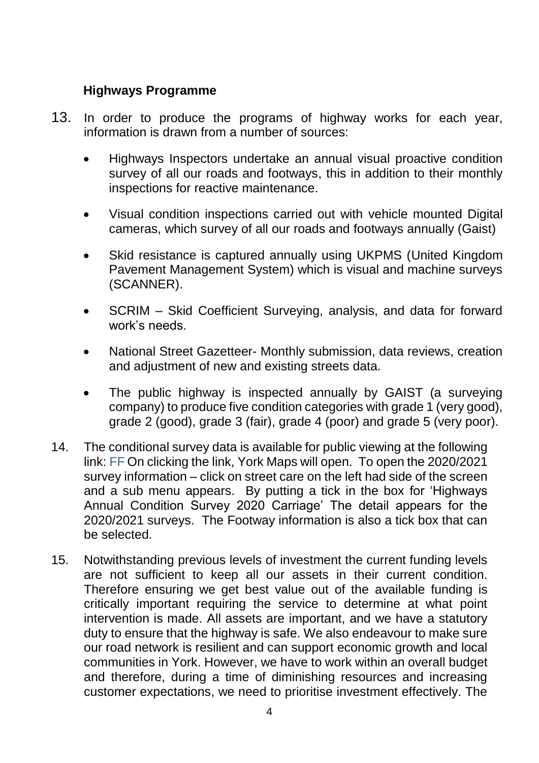### Highways Programme

13. In order to produce the programs of highway works for each year, information is drawn from a number of sources:

    - Highways Inspectors undertake an annual visual proactive condition survey of all our roads and footways, this in addition to their monthly inspections for reactive maintenance.
    - Visual condition inspections carried out with vehicle mounted Digital cameras, which survey of all our roads and footways annually (Gaist)
    - Skid resistance is captured annually using UKPMS (United Kingdom Pavement Management System) which is visual and machine surveys (SCANNER).
    - SCRIM – Skid Coefficient Surveying, analysis, and data for forward work's needs.
    - National Street Gazetteer- Monthly submission, data reviews, creation and adjustment of new and existing streets data.
    - The public highway is inspected annually by GAIST (a surveying company) to produce five condition categories with grade 1 (very good), grade 2 (good), grade 3 (fair), grade 4 (poor) and grade 5 (very poor).

14. The conditional survey data is available for public viewing at the following link: FF On clicking the link, York Maps will open. To open the 2020/2021 survey information – click on street care on the left had side of the screen and a sub menu appears. By putting a tick in the box for 'Highways Annual Condition Survey 2020 Carriage' The detail appears for the 2020/2021 surveys. The Footway information is also a tick box that can be selected.

15. Notwithstanding previous levels of investment the current funding levels are not sufficient to keep all our assets in their current condition. Therefore ensuring we get best value out of the available funding is critically important requiring the service to determine at what point intervention is made. All assets are important, and we have a statutory duty to ensure that the highway is safe. We also endeavour to make sure our road network is resilient and can support economic growth and local communities in York. However, we have to work within an overall budget and therefore, during a time of diminishing resources and increasing customer expectations, we need to prioritise investment effectively. The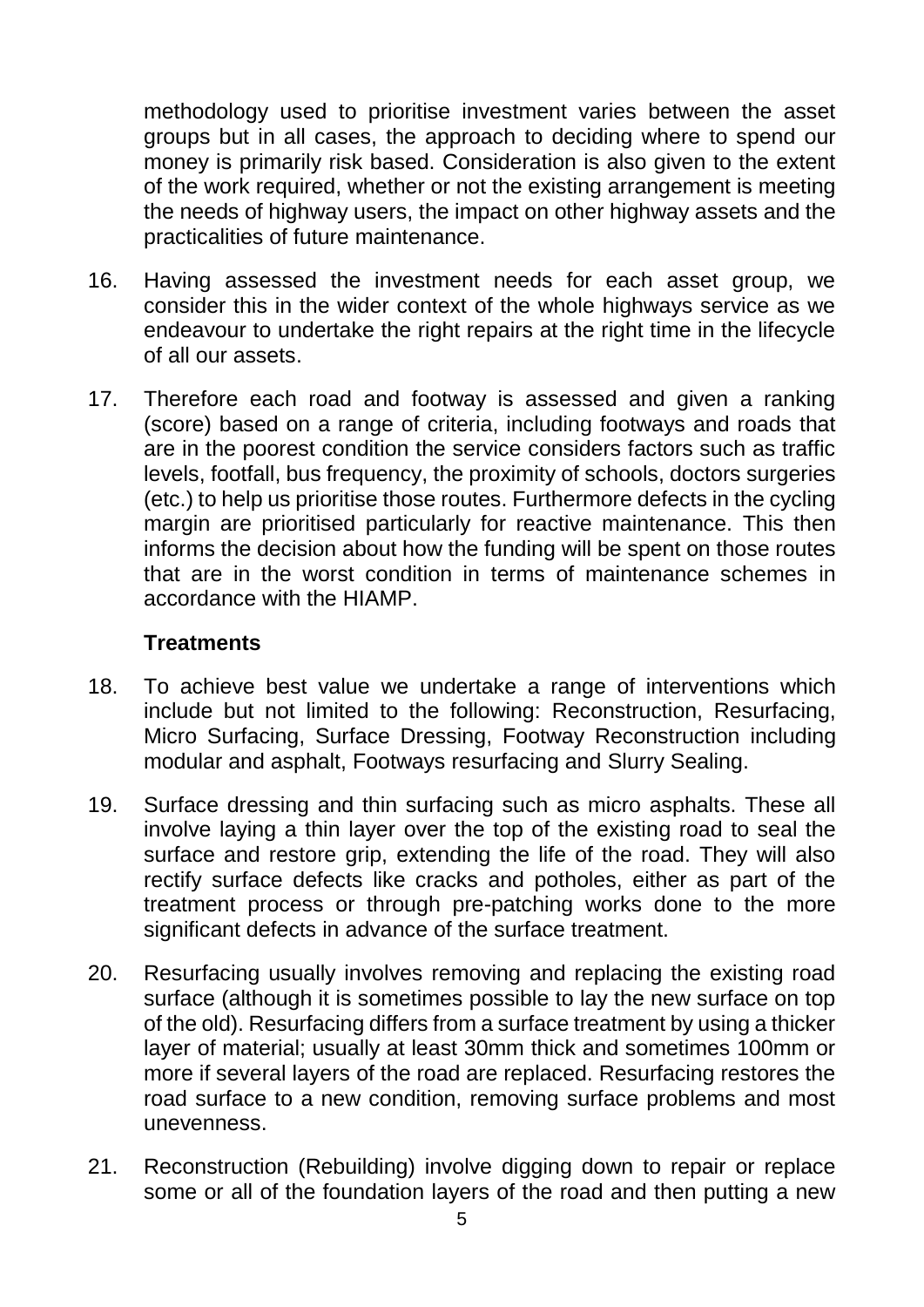methodology used to prioritise investment varies between the asset groups but in all cases, the approach to deciding where to spend our money is primarily risk based. Consideration is also given to the extent of the work required, whether or not the existing arrangement is meeting the needs of highway users, the impact on other highway assets and the practicalities of future maintenance.

16. Having assessed the investment needs for each asset group, we consider this in the wider context of the whole highways service as we endeavour to undertake the right repairs at the right time in the lifecycle of all our assets.

17. Therefore each road and footway is assessed and given a ranking (score) based on a range of criteria, including footways and roads that are in the poorest condition the service considers factors such as traffic levels, footfall, bus frequency, the proximity of schools, doctors surgeries (etc.) to help us prioritise those routes. Furthermore defects in the cycling margin are prioritised particularly for reactive maintenance. This then informs the decision about how the funding will be spent on those routes that are in the worst condition in terms of maintenance schemes in accordance with the HIAMP.

### Treatments

18. To achieve best value we undertake a range of interventions which include but not limited to the following: Reconstruction, Resurfacing, Micro Surfacing, Surface Dressing, Footway Reconstruction including modular and asphalt, Footways resurfacing and Slurry Sealing.

19. Surface dressing and thin surfacing such as micro asphalts. These all involve laying a thin layer over the top of the existing road to seal the surface and restore grip, extending the life of the road. They will also rectify surface defects like cracks and potholes, either as part of the treatment process or through pre-patching works done to the more significant defects in advance of the surface treatment.

20. Resurfacing usually involves removing and replacing the existing road surface (although it is sometimes possible to lay the new surface on top of the old). Resurfacing differs from a surface treatment by using a thicker layer of material; usually at least 30mm thick and sometimes 100mm or more if several layers of the road are replaced. Resurfacing restores the road surface to a new condition, removing surface problems and most unevenness.

21. Reconstruction (Rebuilding) involve digging down to repair or replace some or all of the foundation layers of the road and then putting a new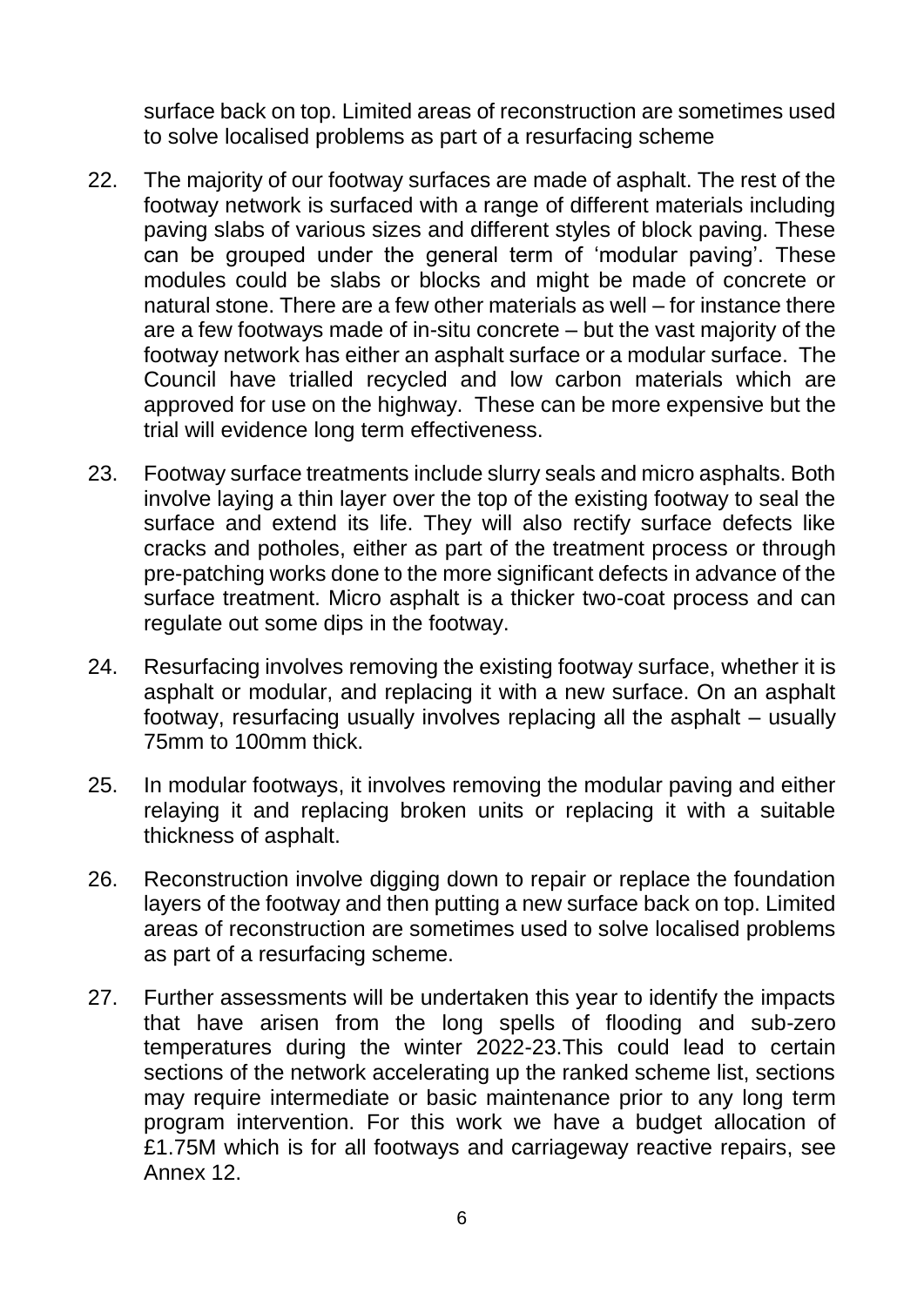surface back on top. Limited areas of reconstruction are sometimes used to solve localised problems as part of a resurfacing scheme

22. The majority of our footway surfaces are made of asphalt. The rest of the footway network is surfaced with a range of different materials including paving slabs of various sizes and different styles of block paving. These can be grouped under the general term of 'modular paving'. These modules could be slabs or blocks and might be made of concrete or natural stone. There are a few other materials as well – for instance there are a few footways made of in-situ concrete – but the vast majority of the footway network has either an asphalt surface or a modular surface. The Council have trialled recycled and low carbon materials which are approved for use on the highway. These can be more expensive but the trial will evidence long term effectiveness.

23. Footway surface treatments include slurry seals and micro asphalts. Both involve laying a thin layer over the top of the existing footway to seal the surface and extend its life. They will also rectify surface defects like cracks and potholes, either as part of the treatment process or through pre-patching works done to the more significant defects in advance of the surface treatment. Micro asphalt is a thicker two-coat process and can regulate out some dips in the footway.

24. Resurfacing involves removing the existing footway surface, whether it is asphalt or modular, and replacing it with a new surface. On an asphalt footway, resurfacing usually involves replacing all the asphalt – usually 75mm to 100mm thick.

25. In modular footways, it involves removing the modular paving and either relaying it and replacing broken units or replacing it with a suitable thickness of asphalt.

26. Reconstruction involve digging down to repair or replace the foundation layers of the footway and then putting a new surface back on top. Limited areas of reconstruction are sometimes used to solve localised problems as part of a resurfacing scheme.

27. Further assessments will be undertaken this year to identify the impacts that have arisen from the long spells of flooding and sub-zero temperatures during the winter 2022-23.This could lead to certain sections of the network accelerating up the ranked scheme list, sections may require intermediate or basic maintenance prior to any long term program intervention. For this work we have a budget allocation of £1.75M which is for all footways and carriageway reactive repairs, see Annex 12.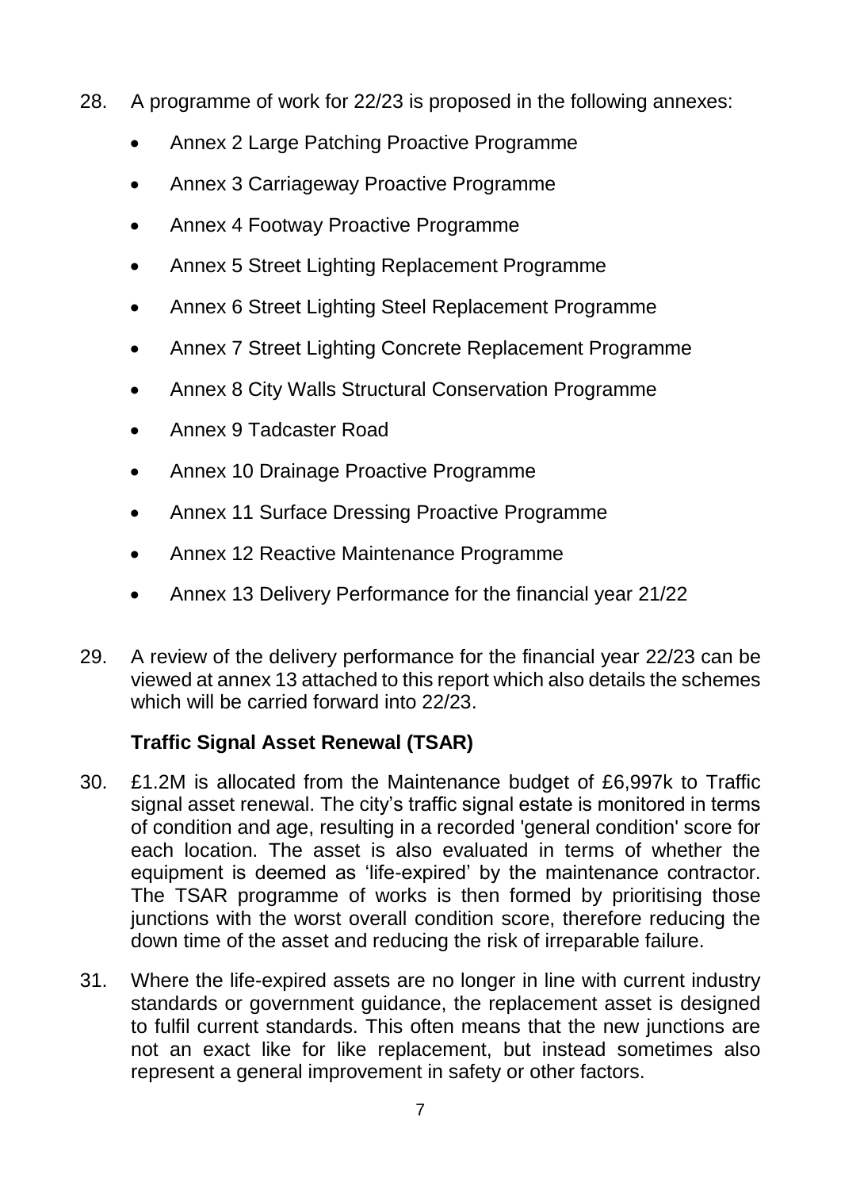28. A programme of work for 22/23 is proposed in the following annexes:

    - Annex 2 Large Patching Proactive Programme
    - Annex 3 Carriageway Proactive Programme
    - Annex 4 Footway Proactive Programme
    - Annex 5 Street Lighting Replacement Programme
    - Annex 6 Street Lighting Steel Replacement Programme
    - Annex 7 Street Lighting Concrete Replacement Programme
    - Annex 8 City Walls Structural Conservation Programme
    - Annex 9 Tadcaster Road
    - Annex 10 Drainage Proactive Programme
    - Annex 11 Surface Dressing Proactive Programme
    - Annex 12 Reactive Maintenance Programme
    - Annex 13 Delivery Performance for the financial year 21/22

29. A review of the delivery performance for the financial year 22/23 can be viewed at annex 13 attached to this report which also details the schemes which will be carried forward into 22/23.

**Traffic Signal Asset Renewal (TSAR)**

30. £1.2M is allocated from the Maintenance budget of £6,997k to Traffic signal asset renewal. The city's traffic signal estate is monitored in terms of condition and age, resulting in a recorded 'general condition' score for each location. The asset is also evaluated in terms of whether the equipment is deemed as 'life-expired' by the maintenance contractor. The TSAR programme of works is then formed by prioritising those junctions with the worst overall condition score, therefore reducing the down time of the asset and reducing the risk of irreparable failure.

31. Where the life-expired assets are no longer in line with current industry standards or government guidance, the replacement asset is designed to fulfil current standards. This often means that the new junctions are not an exact like for like replacement, but instead sometimes also represent a general improvement in safety or other factors.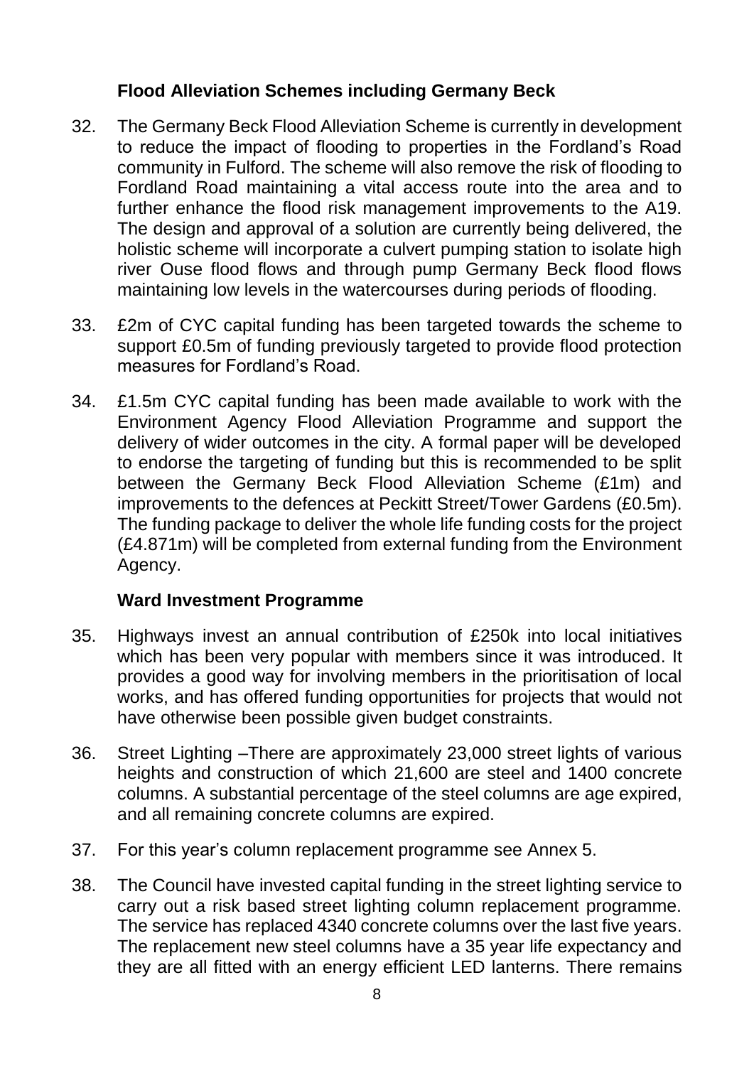**Flood Alleviation Schemes including Germany Beck**

32. The Germany Beck Flood Alleviation Scheme is currently in development to reduce the impact of flooding to properties in the Fordland's Road community in Fulford. The scheme will also remove the risk of flooding to Fordland Road maintaining a vital access route into the area and to further enhance the flood risk management improvements to the A19. The design and approval of a solution are currently being delivered, the holistic scheme will incorporate a culvert pumping station to isolate high river Ouse flood flows and through pump Germany Beck flood flows maintaining low levels in the watercourses during periods of flooding.

33. £2m of CYC capital funding has been targeted towards the scheme to support £0.5m of funding previously targeted to provide flood protection measures for Fordland's Road.

34. £1.5m CYC capital funding has been made available to work with the Environment Agency Flood Alleviation Programme and support the delivery of wider outcomes in the city. A formal paper will be developed to endorse the targeting of funding but this is recommended to be split between the Germany Beck Flood Alleviation Scheme (£1m) and improvements to the defences at Peckitt Street/Tower Gardens (£0.5m). The funding package to deliver the whole life funding costs for the project (£4.871m) will be completed from external funding from the Environment Agency.

**Ward Investment Programme**

35. Highways invest an annual contribution of £250k into local initiatives which has been very popular with members since it was introduced. It provides a good way for involving members in the prioritisation of local works, and has offered funding opportunities for projects that would not have otherwise been possible given budget constraints.

36. Street Lighting –There are approximately 23,000 street lights of various heights and construction of which 21,600 are steel and 1400 concrete columns. A substantial percentage of the steel columns are age expired, and all remaining concrete columns are expired.

37. For this year's column replacement programme see Annex 5.

38. The Council have invested capital funding in the street lighting service to carry out a risk based street lighting column replacement programme. The service has replaced 4340 concrete columns over the last five years. The replacement new steel columns have a 35 year life expectancy and they are all fitted with an energy efficient LED lanterns. There remains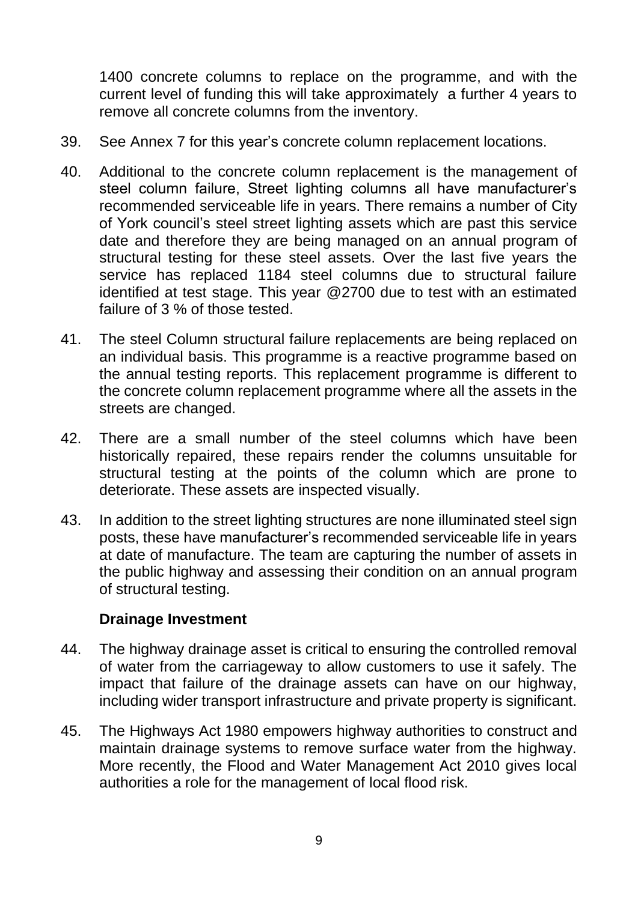1400 concrete columns to replace on the programme, and with the current level of funding this will take approximately a further 4 years to remove all concrete columns from the inventory.

39. See Annex 7 for this year's concrete column replacement locations.

40. Additional to the concrete column replacement is the management of steel column failure, Street lighting columns all have manufacturer's recommended serviceable life in years. There remains a number of City of York council's steel street lighting assets which are past this service date and therefore they are being managed on an annual program of structural testing for these steel assets. Over the last five years the service has replaced 1184 steel columns due to structural failure identified at test stage. This year @2700 due to test with an estimated failure of 3 % of those tested.

41. The steel Column structural failure replacements are being replaced on an individual basis. This programme is a reactive programme based on the annual testing reports. This replacement programme is different to the concrete column replacement programme where all the assets in the streets are changed.

42. There are a small number of the steel columns which have been historically repaired, these repairs render the columns unsuitable for structural testing at the points of the column which are prone to deteriorate. These assets are inspected visually.

43. In addition to the street lighting structures are none illuminated steel sign posts, these have manufacturer's recommended serviceable life in years at date of manufacture. The team are capturing the number of assets in the public highway and assessing their condition on an annual program of structural testing.

**Drainage Investment**

44. The highway drainage asset is critical to ensuring the controlled removal of water from the carriageway to allow customers to use it safely. The impact that failure of the drainage assets can have on our highway, including wider transport infrastructure and private property is significant.

45. The Highways Act 1980 empowers highway authorities to construct and maintain drainage systems to remove surface water from the highway. More recently, the Flood and Water Management Act 2010 gives local authorities a role for the management of local flood risk.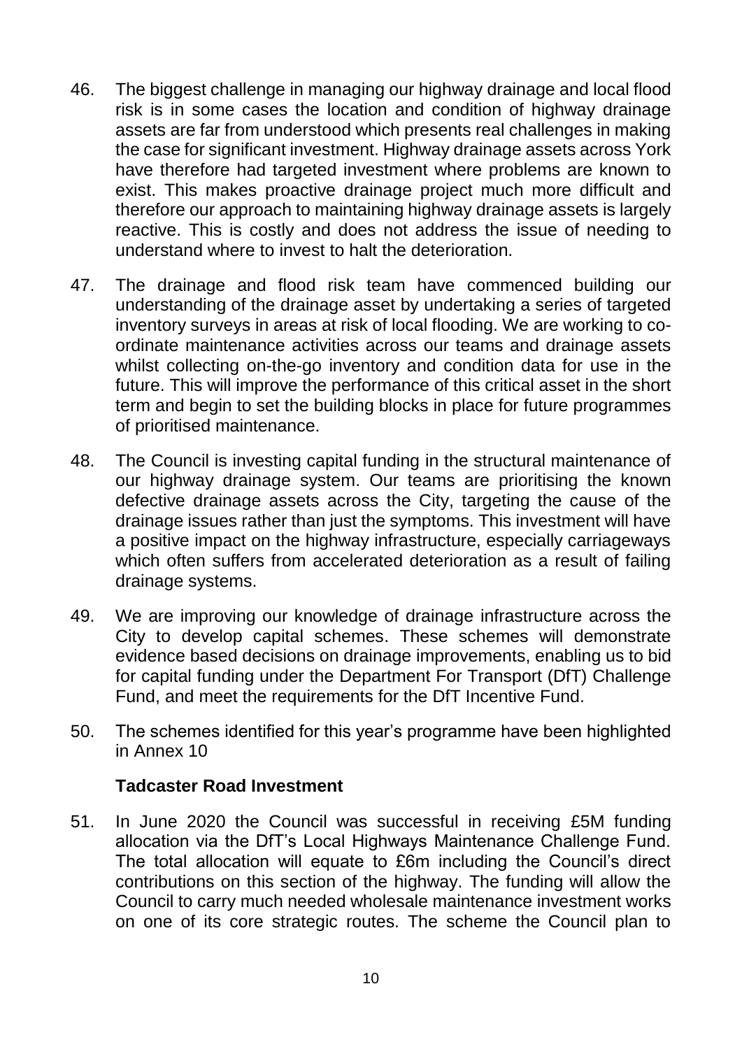46. The biggest challenge in managing our highway drainage and local flood risk is in some cases the location and condition of highway drainage assets are far from understood which presents real challenges in making the case for significant investment. Highway drainage assets across York have therefore had targeted investment where problems are known to exist. This makes proactive drainage project much more difficult and therefore our approach to maintaining highway drainage assets is largely reactive. This is costly and does not address the issue of needing to understand where to invest to halt the deterioration.

47. The drainage and flood risk team have commenced building our understanding of the drainage asset by undertaking a series of targeted inventory surveys in areas at risk of local flooding. We are working to co-ordinate maintenance activities across our teams and drainage assets whilst collecting on-the-go inventory and condition data for use in the future. This will improve the performance of this critical asset in the short term and begin to set the building blocks in place for future programmes of prioritised maintenance.

48. The Council is investing capital funding in the structural maintenance of our highway drainage system. Our teams are prioritising the known defective drainage assets across the City, targeting the cause of the drainage issues rather than just the symptoms. This investment will have a positive impact on the highway infrastructure, especially carriageways which often suffers from accelerated deterioration as a result of failing drainage systems.

49. We are improving our knowledge of drainage infrastructure across the City to develop capital schemes. These schemes will demonstrate evidence based decisions on drainage improvements, enabling us to bid for capital funding under the Department For Transport (DfT) Challenge Fund, and meet the requirements for the DfT Incentive Fund.

50. The schemes identified for this year's programme have been highlighted in Annex 10

**Tadcaster Road Investment**

51. In June 2020 the Council was successful in receiving £5M funding allocation via the DfT's Local Highways Maintenance Challenge Fund. The total allocation will equate to £6m including the Council's direct contributions on this section of the highway. The funding will allow the Council to carry much needed wholesale maintenance investment works on one of its core strategic routes. The scheme the Council plan to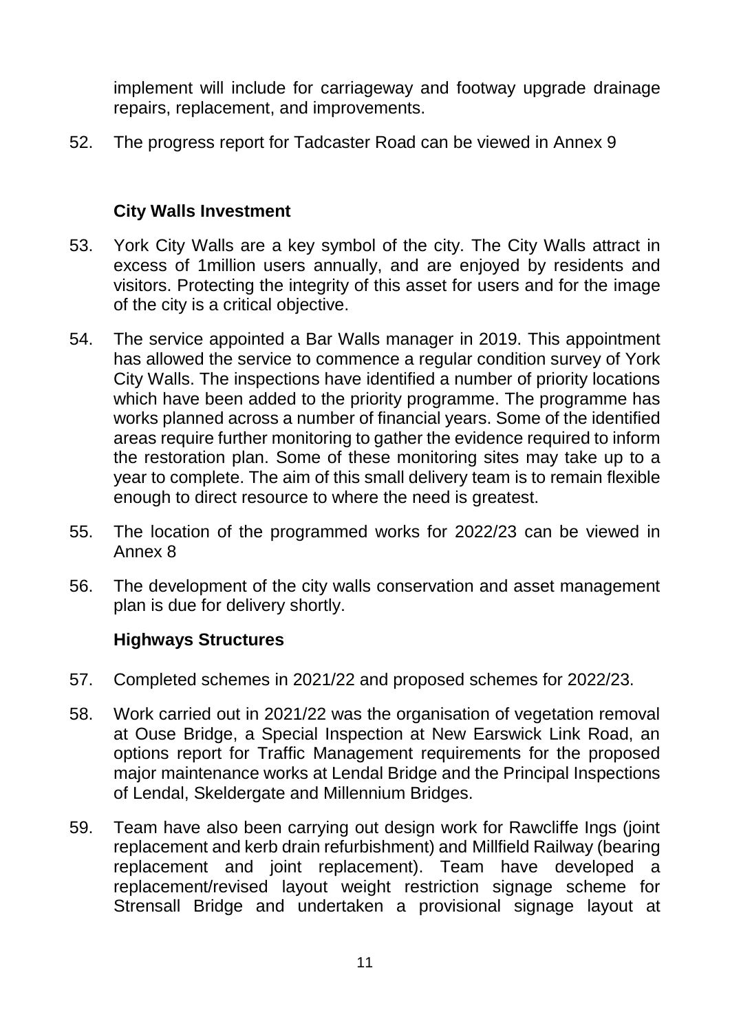implement will include for carriageway and footway upgrade drainage repairs, replacement, and improvements.

52. The progress report for Tadcaster Road can be viewed in Annex 9

### City Walls Investment

53. York City Walls are a key symbol of the city. The City Walls attract in excess of 1million users annually, and are enjoyed by residents and visitors. Protecting the integrity of this asset for users and for the image of the city is a critical objective.

54. The service appointed a Bar Walls manager in 2019. This appointment has allowed the service to commence a regular condition survey of York City Walls. The inspections have identified a number of priority locations which have been added to the priority programme. The programme has works planned across a number of financial years. Some of the identified areas require further monitoring to gather the evidence required to inform the restoration plan. Some of these monitoring sites may take up to a year to complete. The aim of this small delivery team is to remain flexible enough to direct resource to where the need is greatest.

55. The location of the programmed works for 2022/23 can be viewed in Annex 8

56. The development of the city walls conservation and asset management plan is due for delivery shortly.

### Highways Structures

57. Completed schemes in 2021/22 and proposed schemes for 2022/23.

58. Work carried out in 2021/22 was the organisation of vegetation removal at Ouse Bridge, a Special Inspection at New Earswick Link Road, an options report for Traffic Management requirements for the proposed major maintenance works at Lendal Bridge and the Principal Inspections of Lendal, Skeldergate and Millennium Bridges.

59. Team have also been carrying out design work for Rawcliffe Ings (joint replacement and kerb drain refurbishment) and Millfield Railway (bearing replacement and joint replacement). Team have developed a replacement/revised layout weight restriction signage scheme for Strensall Bridge and undertaken a provisional signage layout at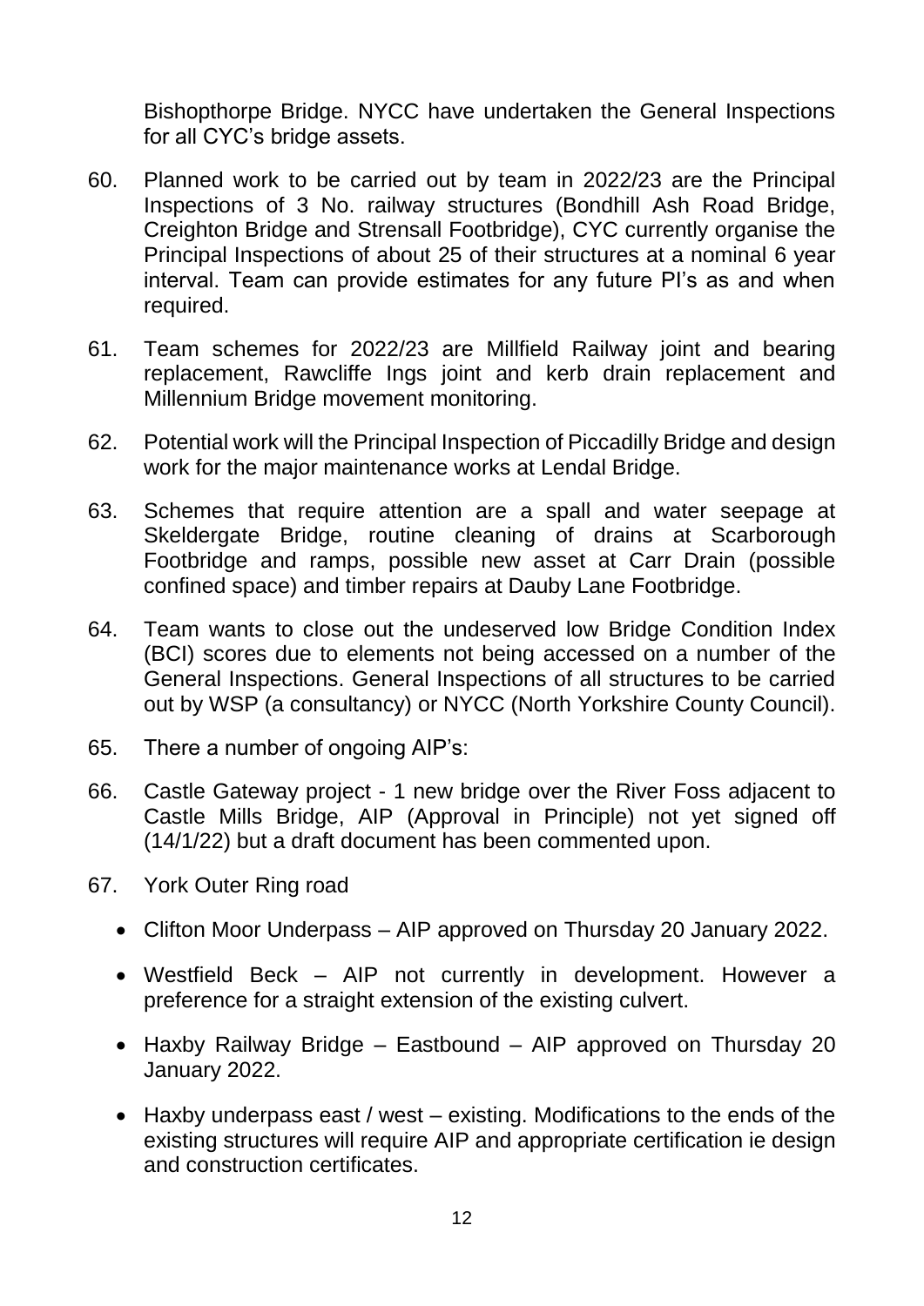Bishopthorpe Bridge. NYCC have undertaken the General Inspections for all CYC's bridge assets.

60. Planned work to be carried out by team in 2022/23 are the Principal Inspections of 3 No. railway structures (Bondhill Ash Road Bridge, Creighton Bridge and Strensall Footbridge), CYC currently organise the Principal Inspections of about 25 of their structures at a nominal 6 year interval. Team can provide estimates for any future PI's as and when required.

61. Team schemes for 2022/23 are Millfield Railway joint and bearing replacement, Rawcliffe Ings joint and kerb drain replacement and Millennium Bridge movement monitoring.

62. Potential work will the Principal Inspection of Piccadilly Bridge and design work for the major maintenance works at Lendal Bridge.

63. Schemes that require attention are a spall and water seepage at Skeldergate Bridge, routine cleaning of drains at Scarborough Footbridge and ramps, possible new asset at Carr Drain (possible confined space) and timber repairs at Dauby Lane Footbridge.

64. Team wants to close out the undeserved low Bridge Condition Index (BCI) scores due to elements not being accessed on a number of the General Inspections. General Inspections of all structures to be carried out by WSP (a consultancy) or NYCC (North Yorkshire County Council).

65. There a number of ongoing AIP's:

66. Castle Gateway project - 1 new bridge over the River Foss adjacent to Castle Mills Bridge, AIP (Approval in Principle) not yet signed off (14/1/22) but a draft document has been commented upon.

67. York Outer Ring road

    - Clifton Moor Underpass – AIP approved on Thursday 20 January 2022.
    - Westfield Beck – AIP not currently in development. However a preference for a straight extension of the existing culvert.
    - Haxby Railway Bridge – Eastbound – AIP approved on Thursday 20 January 2022.
    - Haxby underpass east / west – existing. Modifications to the ends of the existing structures will require AIP and appropriate certification ie design and construction certificates.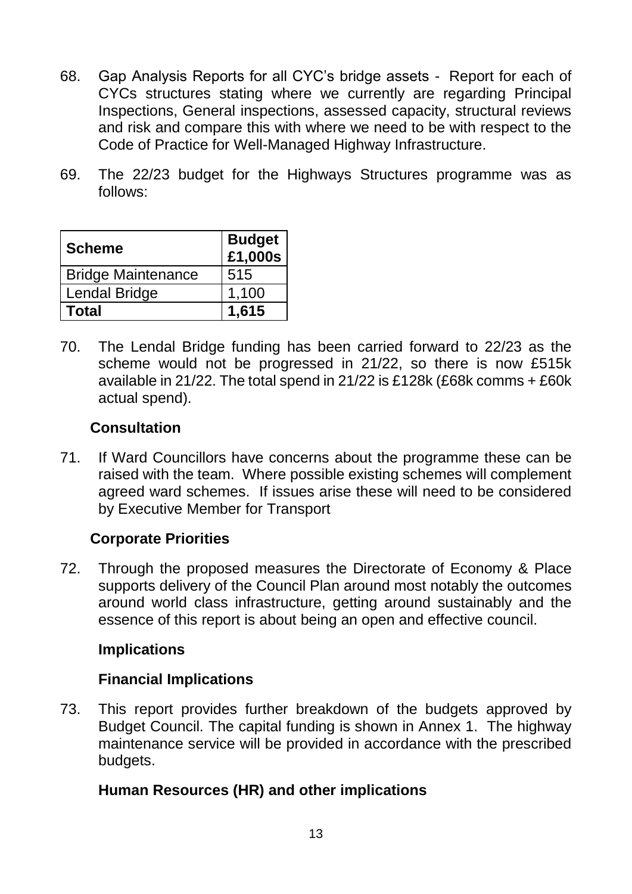68. Gap Analysis Reports for all CYC's bridge assets - Report for each of CYCs structures stating where we currently are regarding Principal Inspections, General inspections, assessed capacity, structural reviews and risk and compare this with where we need to be with respect to the Code of Practice for Well-Managed Highway Infrastructure.

69. The 22/23 budget for the Highways Structures programme was as follows:

| **Scheme** | **Budget £1,000s** |
|---|---|
| Bridge Maintenance | 515 |
| Lendal Bridge | 1,100 |
| **Total** | **1,615** |

70. The Lendal Bridge funding has been carried forward to 22/23 as the scheme would not be progressed in 21/22, so there is now £515k available in 21/22. The total spend in 21/22 is £128k (£68k comms + £60k actual spend).

### Consultation

71. If Ward Councillors have concerns about the programme these can be raised with the team. Where possible existing schemes will complement agreed ward schemes. If issues arise these will need to be considered by Executive Member for Transport

### Corporate Priorities

72. Through the proposed measures the Directorate of Economy & Place supports delivery of the Council Plan around most notably the outcomes around world class infrastructure, getting around sustainably and the essence of this report is about being an open and effective council.

### Implications

### Financial Implications

73. This report provides further breakdown of the budgets approved by Budget Council. The capital funding is shown in Annex 1. The highway maintenance service will be provided in accordance with the prescribed budgets.

### Human Resources (HR) and other implications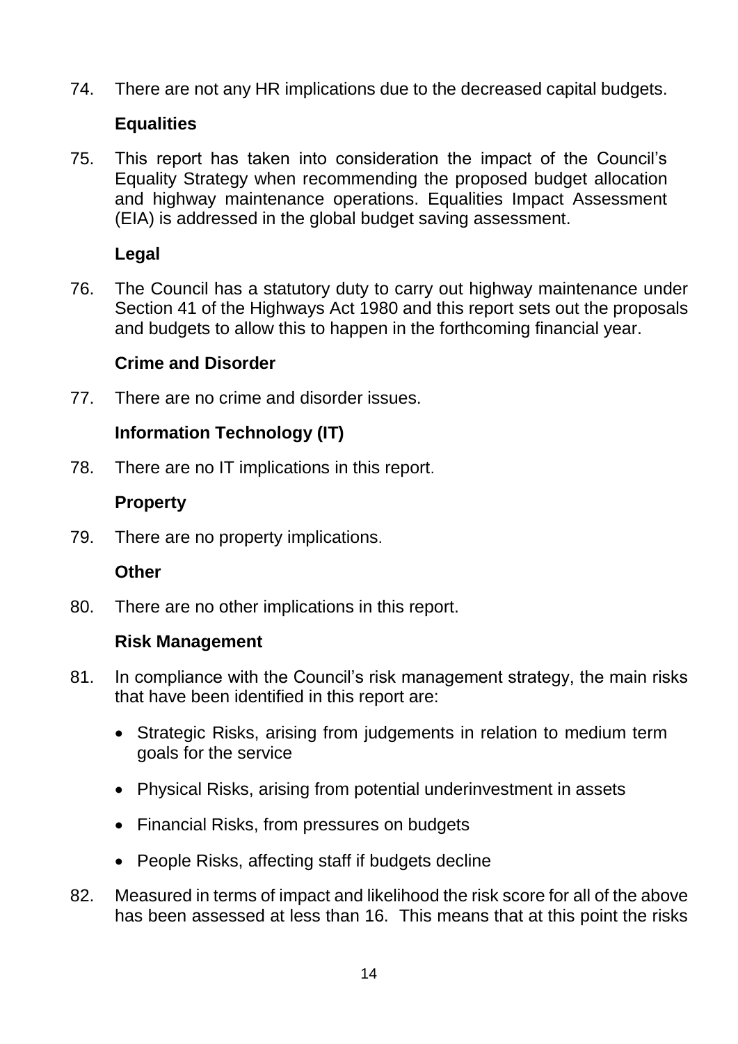74. There are not any HR implications due to the decreased capital budgets.

**Equalities**

75. This report has taken into consideration the impact of the Council's Equality Strategy when recommending the proposed budget allocation and highway maintenance operations. Equalities Impact Assessment (EIA) is addressed in the global budget saving assessment.

**Legal**

76. The Council has a statutory duty to carry out highway maintenance under Section 41 of the Highways Act 1980 and this report sets out the proposals and budgets to allow this to happen in the forthcoming financial year.

**Crime and Disorder**

77. There are no crime and disorder issues.

**Information Technology (IT)**

78. There are no IT implications in this report.

**Property**

79. There are no property implications.

**Other**

80. There are no other implications in this report.

**Risk Management**

81. In compliance with the Council's risk management strategy, the main risks that have been identified in this report are:

    - Strategic Risks, arising from judgements in relation to medium term goals for the service
    - Physical Risks, arising from potential underinvestment in assets
    - Financial Risks, from pressures on budgets
    - People Risks, affecting staff if budgets decline

82. Measured in terms of impact and likelihood the risk score for all of the above has been assessed at less than 16. This means that at this point the risks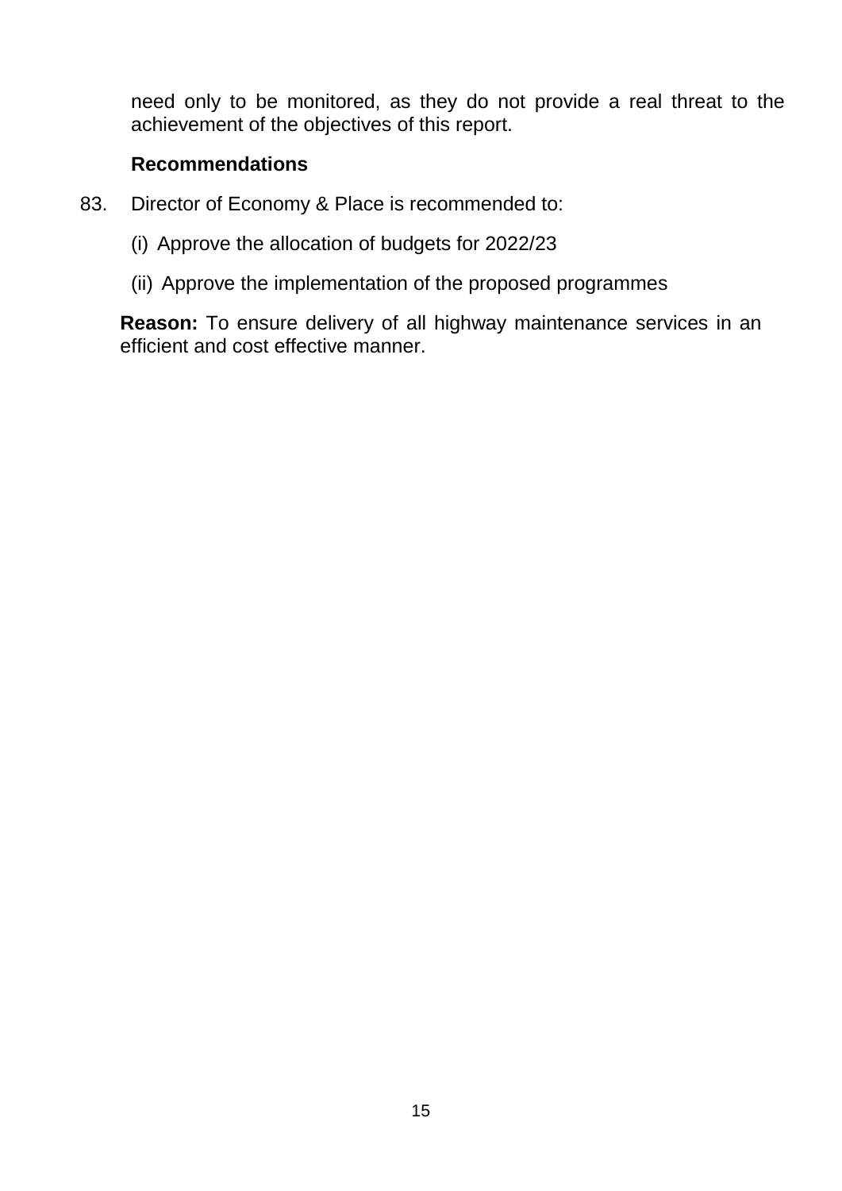need only to be monitored, as they do not provide a real threat to the achievement of the objectives of this report.

### Recommendations

83. Director of Economy & Place is recommended to:

    (i) Approve the allocation of budgets for 2022/23

    (ii) Approve the implementation of the proposed programmes

**Reason:** To ensure delivery of all highway maintenance services in an efficient and cost effective manner.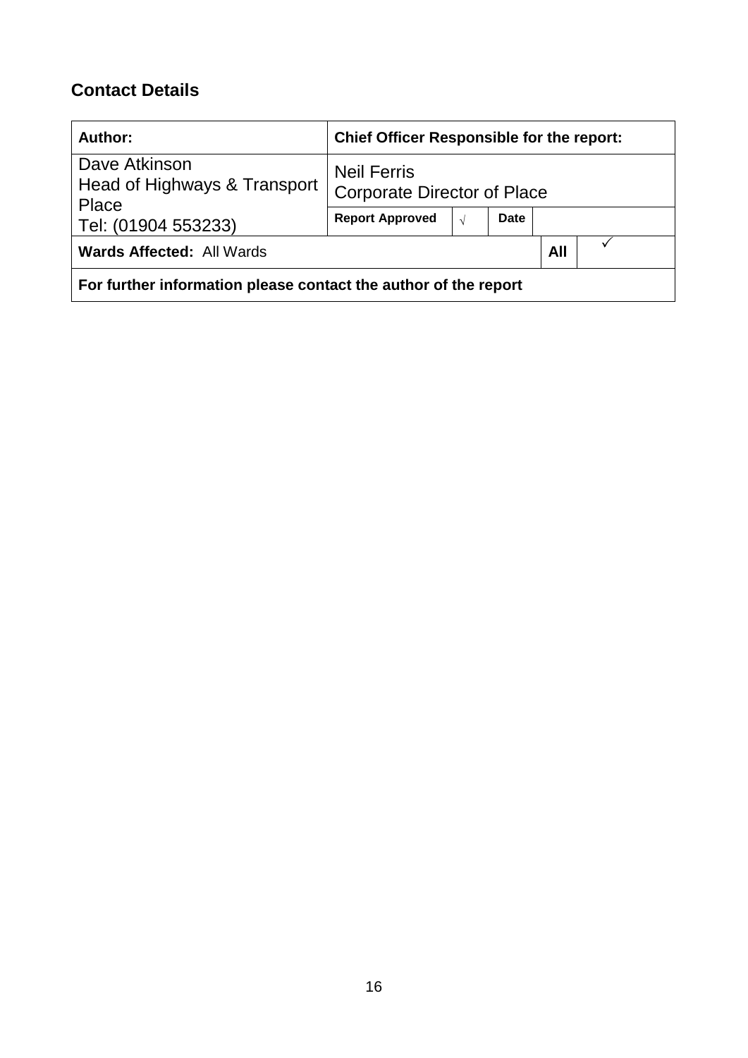## Contact Details

| Author: | Chief Officer Responsible for the report: | | | | |
|---|---|---|---|---|---|
| Dave Atkinson<br>Head of Highways & Transport<br>Place<br>Tel: (01904 553233) | Neil Ferris<br>Corporate Director of Place | | | | |
| | **Report Approved** | √ | **Date** | | |
| **Wards Affected:** All Wards | | | | **All** | ✓ |
| **For further information please contact the author of the report** | | | | | |